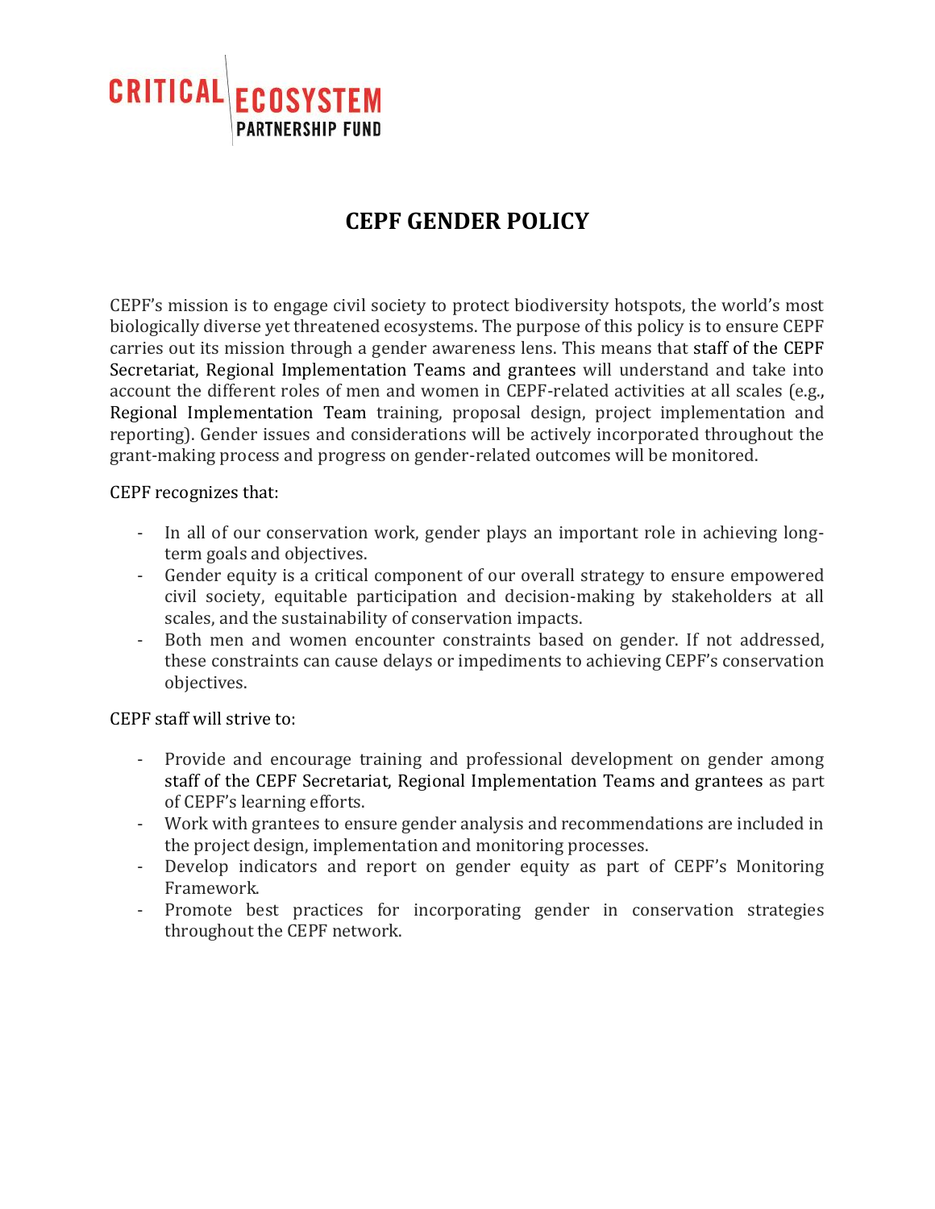CRITICAL ECOSYSTEM PARTNERSHIP FUND

# CEPF GENDER POLICY

CEPF's mission is to engage civil society to protect biodiversity hotspots, the world's most biologically diverse yet threatened ecosystems. The purpose of this policy is to ensure CEPF carries out its mission through a gender awareness lens. This means that staff of the CEPF Secretariat, Regional Implementation Teams and grantees will understand and take into account the different roles of men and women in CEPF-related activities at all scales (e.g., Regional Implementation Team training, proposal design, project implementation and reporting). Gender issues and considerations will be actively incorporated throughout the grant-making process and progress on gender-related outcomes will be monitored.

CEPF recognizes that:

- In all of our conservation work, gender plays an important role in achieving long-term goals and objectives.
- Gender equity is a critical component of our overall strategy to ensure empowered civil society, equitable participation and decision-making by stakeholders at all scales, and the sustainability of conservation impacts.
- Both men and women encounter constraints based on gender. If not addressed, these constraints can cause delays or impediments to achieving CEPF's conservation objectives.

CEPF staff will strive to:

- Provide and encourage training and professional development on gender among staff of the CEPF Secretariat, Regional Implementation Teams and grantees as part of CEPF's learning efforts.
- Work with grantees to ensure gender analysis and recommendations are included in the project design, implementation and monitoring processes.
- Develop indicators and report on gender equity as part of CEPF's Monitoring Framework.
- Promote best practices for incorporating gender in conservation strategies throughout the CEPF network.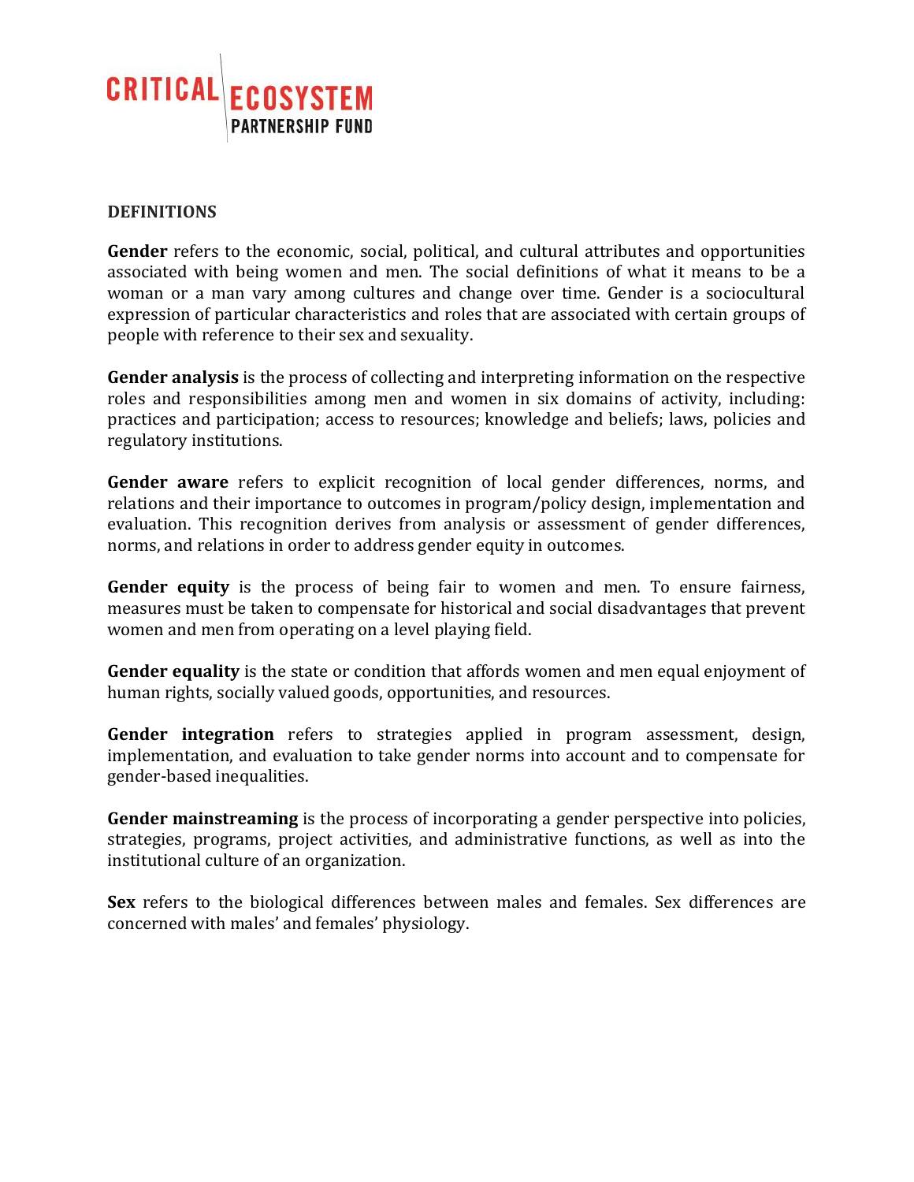CRITICAL ECOSYSTEM PARTNERSHIP FUND

**DEFINITIONS**

**Gender** refers to the economic, social, political, and cultural attributes and opportunities associated with being women and men. The social definitions of what it means to be a woman or a man vary among cultures and change over time. Gender is a sociocultural expression of particular characteristics and roles that are associated with certain groups of people with reference to their sex and sexuality.

**Gender analysis** is the process of collecting and interpreting information on the respective roles and responsibilities among men and women in six domains of activity, including: practices and participation; access to resources; knowledge and beliefs; laws, policies and regulatory institutions.

**Gender aware** refers to explicit recognition of local gender differences, norms, and relations and their importance to outcomes in program/policy design, implementation and evaluation. This recognition derives from analysis or assessment of gender differences, norms, and relations in order to address gender equity in outcomes.

**Gender equity** is the process of being fair to women and men. To ensure fairness, measures must be taken to compensate for historical and social disadvantages that prevent women and men from operating on a level playing field.

**Gender equality** is the state or condition that affords women and men equal enjoyment of human rights, socially valued goods, opportunities, and resources.

**Gender integration** refers to strategies applied in program assessment, design, implementation, and evaluation to take gender norms into account and to compensate for gender-based inequalities.

**Gender mainstreaming** is the process of incorporating a gender perspective into policies, strategies, programs, project activities, and administrative functions, as well as into the institutional culture of an organization.

**Sex** refers to the biological differences between males and females. Sex differences are concerned with males' and females' physiology.